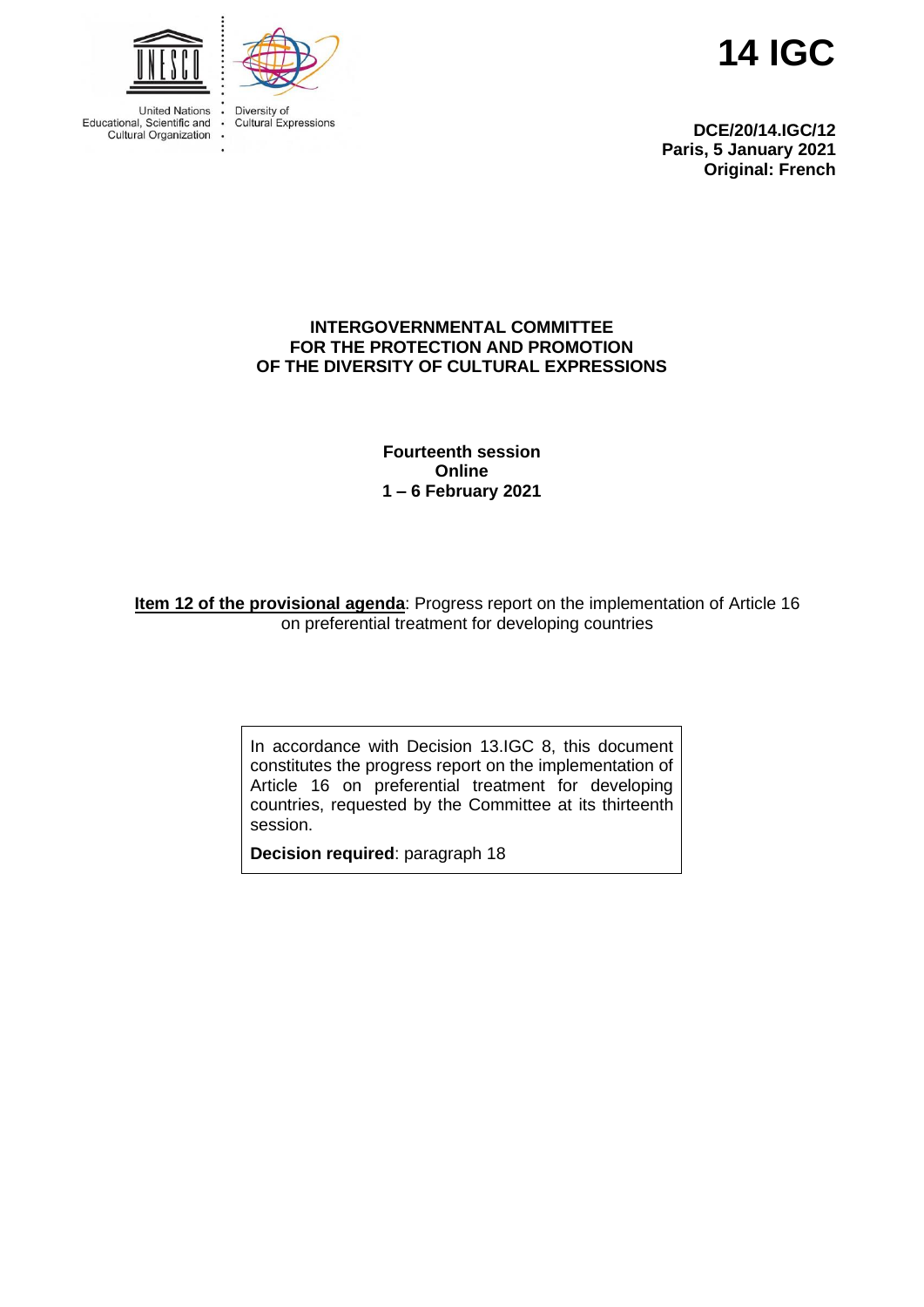United Nations Educational, Scientific and Cultural Organization

Diversity of Cultural Expressions

# 14 IGC

**DCE/20/14.IGC/12**
**Paris, 5 January 2021**
**Original: French**

**INTERGOVERNMENTAL COMMITTEE FOR THE PROTECTION AND PROMOTION OF THE DIVERSITY OF CULTURAL EXPRESSIONS**

**Fourteenth session**
**Online**
**1 – 6 February 2021**

**Item 12 of the provisional agenda**: Progress report on the implementation of Article 16 on preferential treatment for developing countries

In accordance with Decision 13.IGC 8, this document constitutes the progress report on the implementation of Article 16 on preferential treatment for developing countries, requested by the Committee at its thirteenth session.

**Decision required**: paragraph 18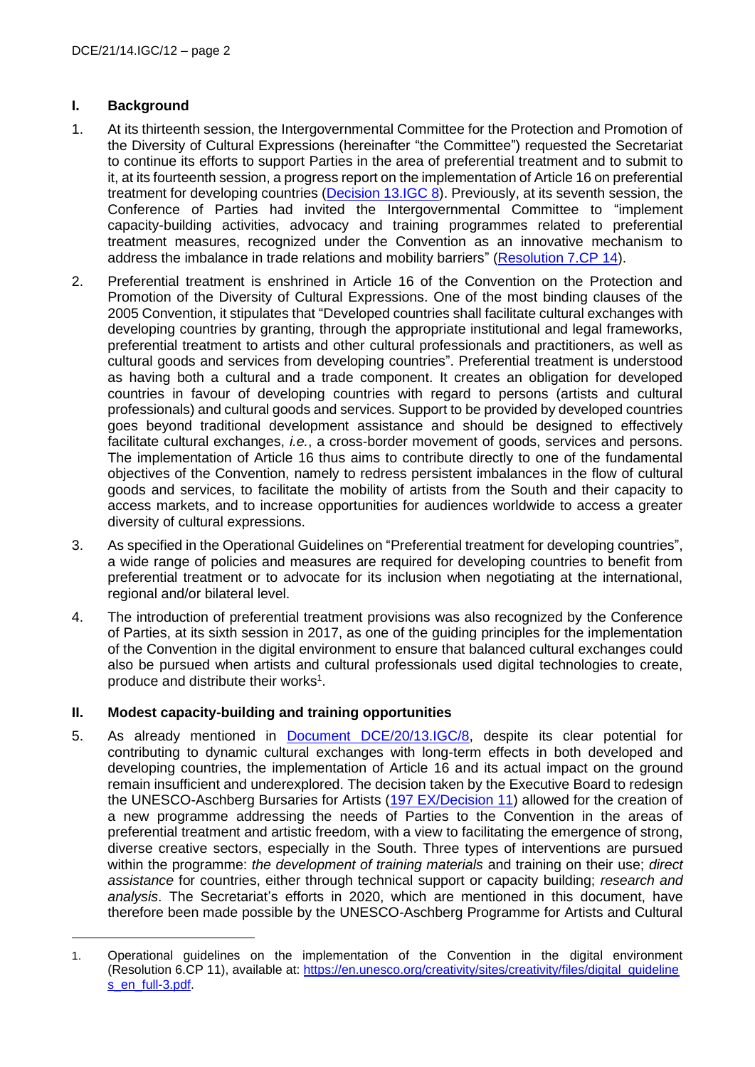## I. Background

1. At its thirteenth session, the Intergovernmental Committee for the Protection and Promotion of the Diversity of Cultural Expressions (hereinafter "the Committee") requested the Secretariat to continue its efforts to support Parties in the area of preferential treatment and to submit to it, at its fourteenth session, a progress report on the implementation of Article 16 on preferential treatment for developing countries (Decision 13.IGC 8). Previously, at its seventh session, the Conference of Parties had invited the Intergovernmental Committee to "implement capacity-building activities, advocacy and training programmes related to preferential treatment measures, recognized under the Convention as an innovative mechanism to address the imbalance in trade relations and mobility barriers" (Resolution 7.CP 14).

2. Preferential treatment is enshrined in Article 16 of the Convention on the Protection and Promotion of the Diversity of Cultural Expressions. One of the most binding clauses of the 2005 Convention, it stipulates that "Developed countries shall facilitate cultural exchanges with developing countries by granting, through the appropriate institutional and legal frameworks, preferential treatment to artists and other cultural professionals and practitioners, as well as cultural goods and services from developing countries". Preferential treatment is understood as having both a cultural and a trade component. It creates an obligation for developed countries in favour of developing countries with regard to persons (artists and cultural professionals) and cultural goods and services. Support to be provided by developed countries goes beyond traditional development assistance and should be designed to effectively facilitate cultural exchanges, *i.e.*, a cross-border movement of goods, services and persons. The implementation of Article 16 thus aims to contribute directly to one of the fundamental objectives of the Convention, namely to redress persistent imbalances in the flow of cultural goods and services, to facilitate the mobility of artists from the South and their capacity to access markets, and to increase opportunities for audiences worldwide to access a greater diversity of cultural expressions.

3. As specified in the Operational Guidelines on "Preferential treatment for developing countries", a wide range of policies and measures are required for developing countries to benefit from preferential treatment or to advocate for its inclusion when negotiating at the international, regional and/or bilateral level.

4. The introduction of preferential treatment provisions was also recognized by the Conference of Parties, at its sixth session in 2017, as one of the guiding principles for the implementation of the Convention in the digital environment to ensure that balanced cultural exchanges could also be pursued when artists and cultural professionals used digital technologies to create, produce and distribute their works[1].

## II. Modest capacity-building and training opportunities

5. As already mentioned in Document DCE/20/13.IGC/8, despite its clear potential for contributing to dynamic cultural exchanges with long-term effects in both developed and developing countries, the implementation of Article 16 and its actual impact on the ground remain insufficient and underexplored. The decision taken by the Executive Board to redesign the UNESCO-Aschberg Bursaries for Artists (197 EX/Decision 11) allowed for the creation of a new programme addressing the needs of Parties to the Convention in the areas of preferential treatment and artistic freedom, with a view to facilitating the emergence of strong, diverse creative sectors, especially in the South. Three types of interventions are pursued within the programme: *the development of training materials* and training on their use; *direct assistance* for countries, either through technical support or capacity building; *research and analysis*. The Secretariat's efforts in 2020, which are mentioned in this document, have therefore been made possible by the UNESCO-Aschberg Programme for Artists and Cultural

---

1. Operational guidelines on the implementation of the Convention in the digital environment (Resolution 6.CP 11), available at: https://en.unesco.org/creativity/sites/creativity/files/digital_guidelines_en_full-3.pdf.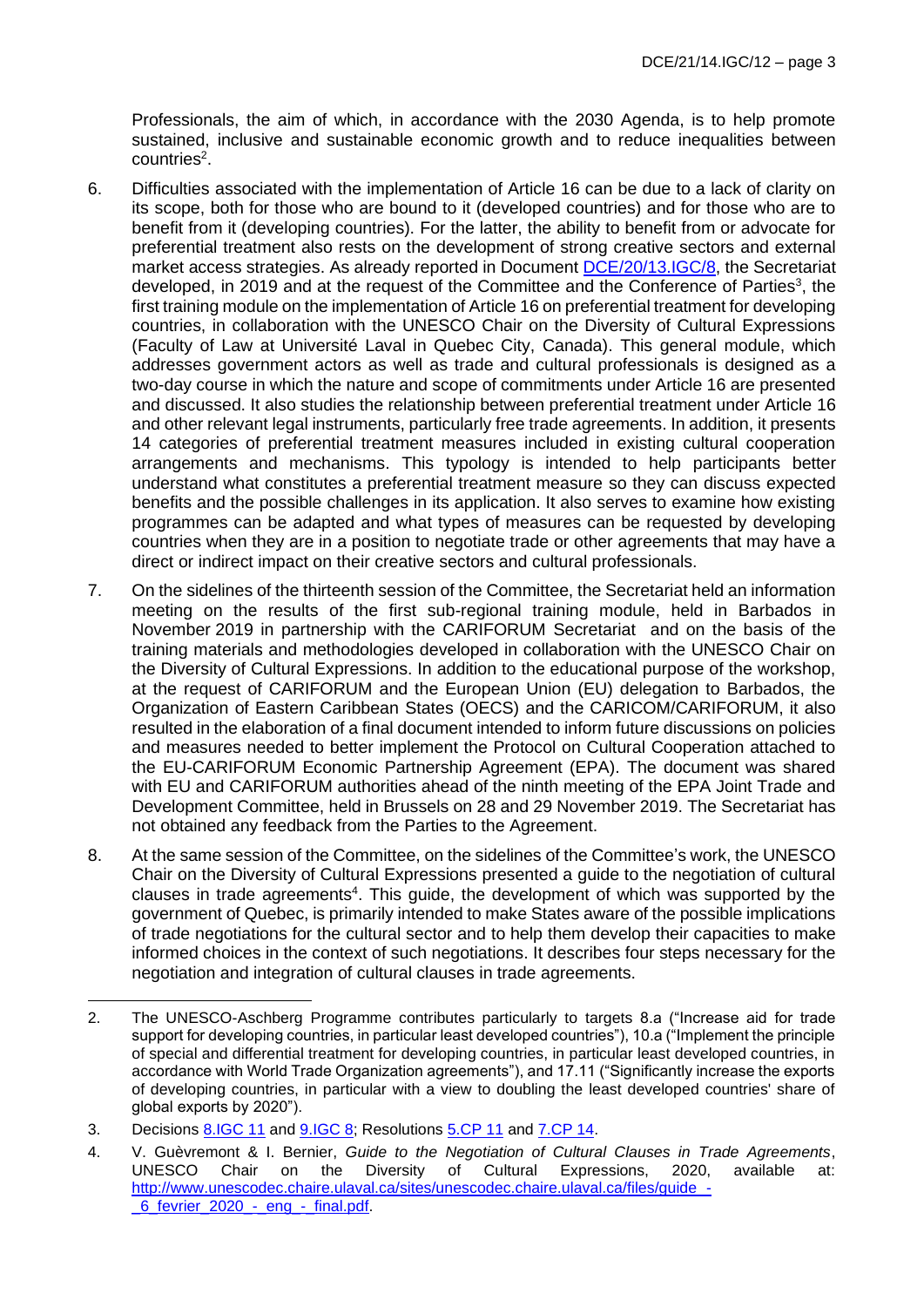Professionals, the aim of which, in accordance with the 2030 Agenda, is to help promote sustained, inclusive and sustainable economic growth and to reduce inequalities between countries[2].

6. Difficulties associated with the implementation of Article 16 can be due to a lack of clarity on its scope, both for those who are bound to it (developed countries) and for those who are to benefit from it (developing countries). For the latter, the ability to benefit from or advocate for preferential treatment also rests on the development of strong creative sectors and external market access strategies. As already reported in Document DCE/20/13.IGC/8, the Secretariat developed, in 2019 and at the request of the Committee and the Conference of Parties[3], the first training module on the implementation of Article 16 on preferential treatment for developing countries, in collaboration with the UNESCO Chair on the Diversity of Cultural Expressions (Faculty of Law at Université Laval in Quebec City, Canada). This general module, which addresses government actors as well as trade and cultural professionals is designed as a two-day course in which the nature and scope of commitments under Article 16 are presented and discussed. It also studies the relationship between preferential treatment under Article 16 and other relevant legal instruments, particularly free trade agreements. In addition, it presents 14 categories of preferential treatment measures included in existing cultural cooperation arrangements and mechanisms. This typology is intended to help participants better understand what constitutes a preferential treatment measure so they can discuss expected benefits and the possible challenges in its application. It also serves to examine how existing programmes can be adapted and what types of measures can be requested by developing countries when they are in a position to negotiate trade or other agreements that may have a direct or indirect impact on their creative sectors and cultural professionals.

7. On the sidelines of the thirteenth session of the Committee, the Secretariat held an information meeting on the results of the first sub-regional training module, held in Barbados in November 2019 in partnership with the CARIFORUM Secretariat and on the basis of the training materials and methodologies developed in collaboration with the UNESCO Chair on the Diversity of Cultural Expressions. In addition to the educational purpose of the workshop, at the request of CARIFORUM and the European Union (EU) delegation to Barbados, the Organization of Eastern Caribbean States (OECS) and the CARICOM/CARIFORUM, it also resulted in the elaboration of a final document intended to inform future discussions on policies and measures needed to better implement the Protocol on Cultural Cooperation attached to the EU-CARIFORUM Economic Partnership Agreement (EPA). The document was shared with EU and CARIFORUM authorities ahead of the ninth meeting of the EPA Joint Trade and Development Committee, held in Brussels on 28 and 29 November 2019. The Secretariat has not obtained any feedback from the Parties to the Agreement.

8. At the same session of the Committee, on the sidelines of the Committee's work, the UNESCO Chair on the Diversity of Cultural Expressions presented a guide to the negotiation of cultural clauses in trade agreements[4]. This guide, the development of which was supported by the government of Quebec, is primarily intended to make States aware of the possible implications of trade negotiations for the cultural sector and to help them develop their capacities to make informed choices in the context of such negotiations. It describes four steps necessary for the negotiation and integration of cultural clauses in trade agreements.

---

2. The UNESCO-Aschberg Programme contributes particularly to targets 8.a ("Increase aid for trade support for developing countries, in particular least developed countries"), 10.a ("Implement the principle of special and differential treatment for developing countries, in particular least developed countries, in accordance with World Trade Organization agreements"), and 17.11 ("Significantly increase the exports of developing countries, in particular with a view to doubling the least developed countries' share of global exports by 2020").

3. Decisions 8.IGC 11 and 9.IGC 8; Resolutions 5.CP 11 and 7.CP 14.

4. V. Guèvremont & I. Bernier, *Guide to the Negotiation of Cultural Clauses in Trade Agreements*, UNESCO Chair on the Diversity of Cultural Expressions, 2020, available at: http://www.unescodec.chaire.ulaval.ca/sites/unescodec.chaire.ulaval.ca/files/guide_-_6_fevrier_2020_-_eng_-_final.pdf.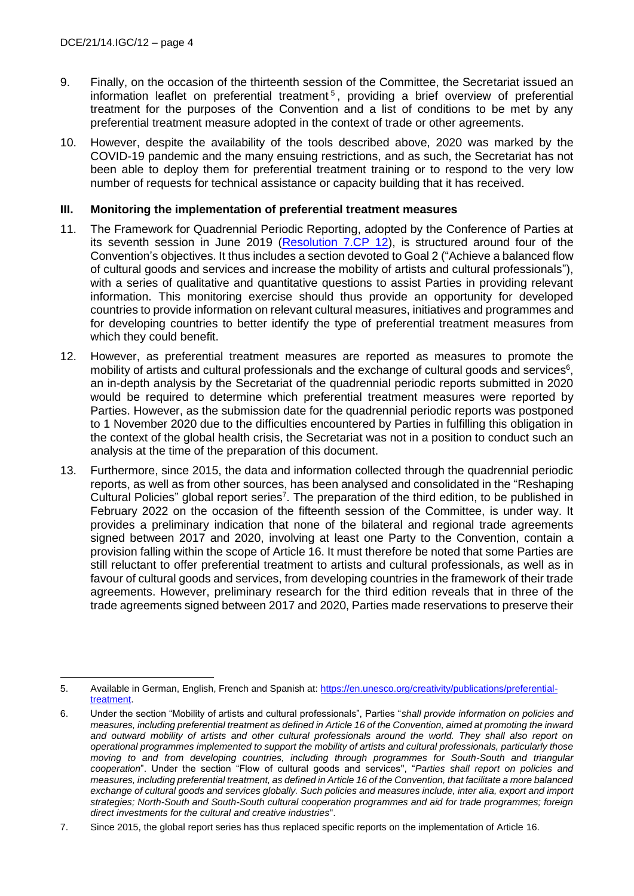9. Finally, on the occasion of the thirteenth session of the Committee, the Secretariat issued an information leaflet on preferential treatment[5], providing a brief overview of preferential treatment for the purposes of the Convention and a list of conditions to be met by any preferential treatment measure adopted in the context of trade or other agreements.

10. However, despite the availability of the tools described above, 2020 was marked by the COVID-19 pandemic and the many ensuing restrictions, and as such, the Secretariat has not been able to deploy them for preferential treatment training or to respond to the very low number of requests for technical assistance or capacity building that it has received.

## III. Monitoring the implementation of preferential treatment measures

11. The Framework for Quadrennial Periodic Reporting, adopted by the Conference of Parties at its seventh session in June 2019 ([Resolution 7.CP 12](#)), is structured around four of the Convention's objectives. It thus includes a section devoted to Goal 2 ("Achieve a balanced flow of cultural goods and services and increase the mobility of artists and cultural professionals"), with a series of qualitative and quantitative questions to assist Parties in providing relevant information. This monitoring exercise should thus provide an opportunity for developed countries to provide information on relevant cultural measures, initiatives and programmes and for developing countries to better identify the type of preferential treatment measures from which they could benefit.

12. However, as preferential treatment measures are reported as measures to promote the mobility of artists and cultural professionals and the exchange of cultural goods and services[6], an in-depth analysis by the Secretariat of the quadrennial periodic reports submitted in 2020 would be required to determine which preferential treatment measures were reported by Parties. However, as the submission date for the quadrennial periodic reports was postponed to 1 November 2020 due to the difficulties encountered by Parties in fulfilling this obligation in the context of the global health crisis, the Secretariat was not in a position to conduct such an analysis at the time of the preparation of this document.

13. Furthermore, since 2015, the data and information collected through the quadrennial periodic reports, as well as from other sources, has been analysed and consolidated in the "Reshaping Cultural Policies" global report series[7]. The preparation of the third edition, to be published in February 2022 on the occasion of the fifteenth session of the Committee, is under way. It provides a preliminary indication that none of the bilateral and regional trade agreements signed between 2017 and 2020, involving at least one Party to the Convention, contain a provision falling within the scope of Article 16. It must therefore be noted that some Parties are still reluctant to offer preferential treatment to artists and cultural professionals, as well as in favour of cultural goods and services, from developing countries in the framework of their trade agreements. However, preliminary research for the third edition reveals that in three of the trade agreements signed between 2017 and 2020, Parties made reservations to preserve their

---

5. Available in German, English, French and Spanish at: [https://en.unesco.org/creativity/publications/preferential-treatment](https://en.unesco.org/creativity/publications/preferential-treatment).

6. Under the section "Mobility of artists and cultural professionals", Parties "*shall provide information on policies and measures, including preferential treatment as defined in Article 16 of the Convention, aimed at promoting the inward and outward mobility of artists and other cultural professionals around the world. They shall also report on operational programmes implemented to support the mobility of artists and cultural professionals, particularly those moving to and from developing countries, including through programmes for South-South and triangular cooperation*". Under the section "Flow of cultural goods and services", "*Parties shall report on policies and measures, including preferential treatment, as defined in Article 16 of the Convention, that facilitate a more balanced exchange of cultural goods and services globally. Such policies and measures include, inter alia, export and import strategies; North-South and South-South cultural cooperation programmes and aid for trade programmes; foreign direct investments for the cultural and creative industries*".

7. Since 2015, the global report series has thus replaced specific reports on the implementation of Article 16.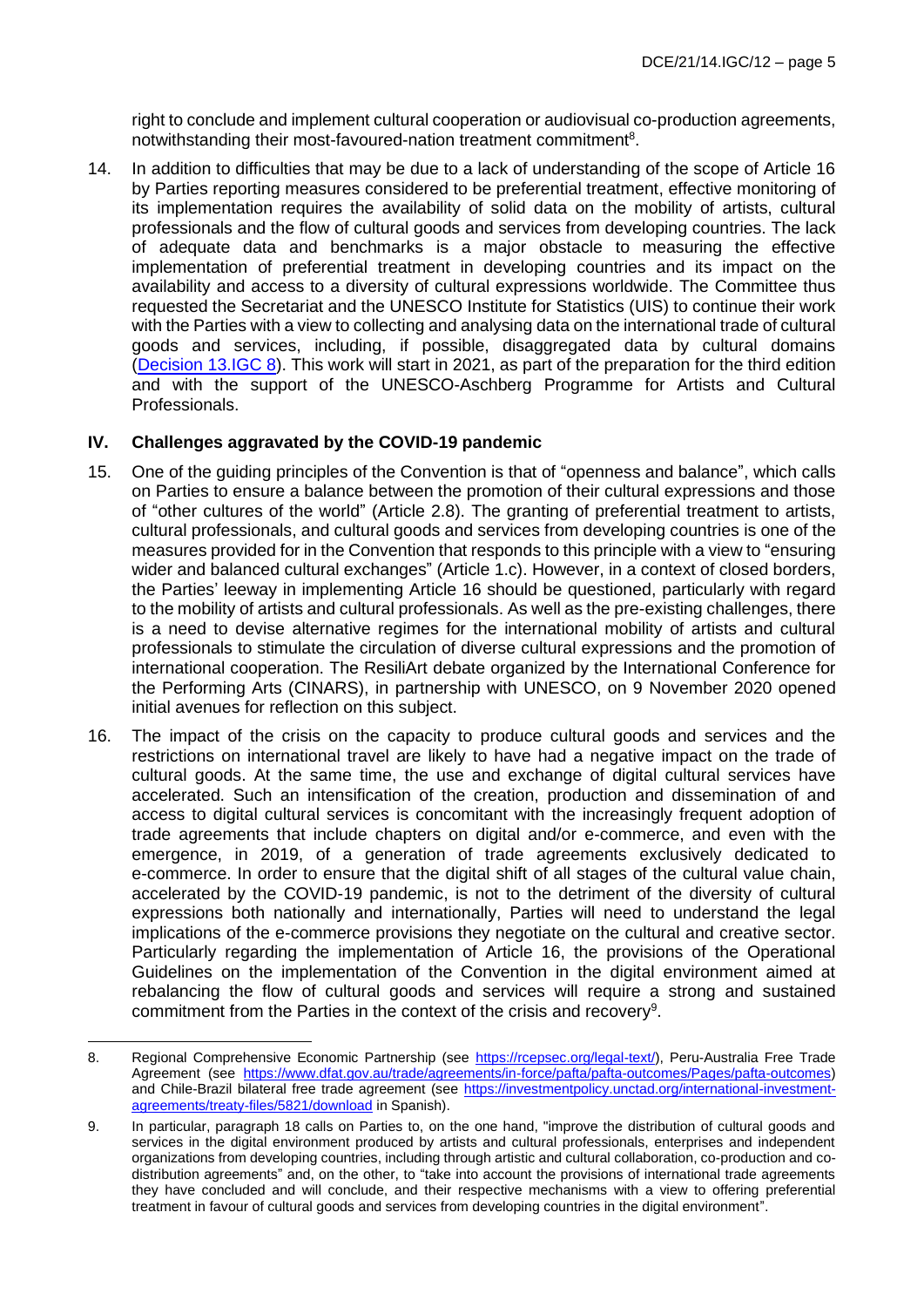right to conclude and implement cultural cooperation or audiovisual co-production agreements, notwithstanding their most-favoured-nation treatment commitment[8].

14. In addition to difficulties that may be due to a lack of understanding of the scope of Article 16 by Parties reporting measures considered to be preferential treatment, effective monitoring of its implementation requires the availability of solid data on the mobility of artists, cultural professionals and the flow of cultural goods and services from developing countries. The lack of adequate data and benchmarks is a major obstacle to measuring the effective implementation of preferential treatment in developing countries and its impact on the availability and access to a diversity of cultural expressions worldwide. The Committee thus requested the Secretariat and the UNESCO Institute for Statistics (UIS) to continue their work with the Parties with a view to collecting and analysing data on the international trade of cultural goods and services, including, if possible, disaggregated data by cultural domains (Decision 13.IGC 8). This work will start in 2021, as part of the preparation for the third edition and with the support of the UNESCO-Aschberg Programme for Artists and Cultural Professionals.

## IV. Challenges aggravated by the COVID-19 pandemic

15. One of the guiding principles of the Convention is that of "openness and balance", which calls on Parties to ensure a balance between the promotion of their cultural expressions and those of "other cultures of the world" (Article 2.8). The granting of preferential treatment to artists, cultural professionals, and cultural goods and services from developing countries is one of the measures provided for in the Convention that responds to this principle with a view to "ensuring wider and balanced cultural exchanges" (Article 1.c). However, in a context of closed borders, the Parties' leeway in implementing Article 16 should be questioned, particularly with regard to the mobility of artists and cultural professionals. As well as the pre-existing challenges, there is a need to devise alternative regimes for the international mobility of artists and cultural professionals to stimulate the circulation of diverse cultural expressions and the promotion of international cooperation. The ResiliArt debate organized by the International Conference for the Performing Arts (CINARS), in partnership with UNESCO, on 9 November 2020 opened initial avenues for reflection on this subject.

16. The impact of the crisis on the capacity to produce cultural goods and services and the restrictions on international travel are likely to have had a negative impact on the trade of cultural goods. At the same time, the use and exchange of digital cultural services have accelerated. Such an intensification of the creation, production and dissemination of and access to digital cultural services is concomitant with the increasingly frequent adoption of trade agreements that include chapters on digital and/or e-commerce, and even with the emergence, in 2019, of a generation of trade agreements exclusively dedicated to e-commerce. In order to ensure that the digital shift of all stages of the cultural value chain, accelerated by the COVID-19 pandemic, is not to the detriment of the diversity of cultural expressions both nationally and internationally, Parties will need to understand the legal implications of the e-commerce provisions they negotiate on the cultural and creative sector. Particularly regarding the implementation of Article 16, the provisions of the Operational Guidelines on the implementation of the Convention in the digital environment aimed at rebalancing the flow of cultural goods and services will require a strong and sustained commitment from the Parties in the context of the crisis and recovery[9].

---

8. Regional Comprehensive Economic Partnership (see https://rcepsec.org/legal-text/), Peru-Australia Free Trade Agreement (see https://www.dfat.gov.au/trade/agreements/in-force/pafta/pafta-outcomes/Pages/pafta-outcomes) and Chile-Brazil bilateral free trade agreement (see https://investmentpolicy.unctad.org/international-investment-agreements/treaty-files/5821/download in Spanish).

9. In particular, paragraph 18 calls on Parties to, on the one hand, "improve the distribution of cultural goods and services in the digital environment produced by artists and cultural professionals, enterprises and independent organizations from developing countries, including through artistic and cultural collaboration, co-production and co-distribution agreements" and, on the other, to "take into account the provisions of international trade agreements they have concluded and will conclude, and their respective mechanisms with a view to offering preferential treatment in favour of cultural goods and services from developing countries in the digital environment".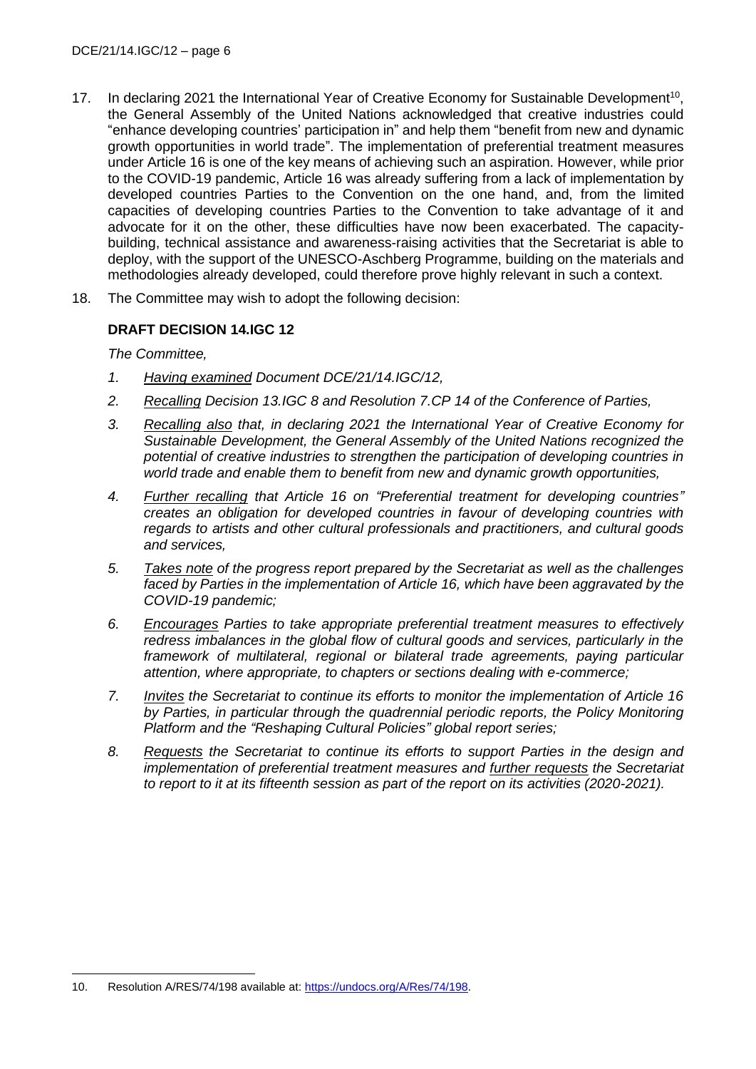17. In declaring 2021 the International Year of Creative Economy for Sustainable Development[10], the General Assembly of the United Nations acknowledged that creative industries could "enhance developing countries' participation in" and help them "benefit from new and dynamic growth opportunities in world trade". The implementation of preferential treatment measures under Article 16 is one of the key means of achieving such an aspiration. However, while prior to the COVID-19 pandemic, Article 16 was already suffering from a lack of implementation by developed countries Parties to the Convention on the one hand, and, from the limited capacities of developing countries Parties to the Convention to take advantage of it and advocate for it on the other, these difficulties have now been exacerbated. The capacity-building, technical assistance and awareness-raising activities that the Secretariat is able to deploy, with the support of the UNESCO-Aschberg Programme, building on the materials and methodologies already developed, could therefore prove highly relevant in such a context.

18. The Committee may wish to adopt the following decision:

**DRAFT DECISION 14.IGC 12**

*The Committee,*

1. *Having examined Document DCE/21/14.IGC/12,*
2. *Recalling Decision 13.IGC 8 and Resolution 7.CP 14 of the Conference of Parties,*
3. *Recalling also that, in declaring 2021 the International Year of Creative Economy for Sustainable Development, the General Assembly of the United Nations recognized the potential of creative industries to strengthen the participation of developing countries in world trade and enable them to benefit from new and dynamic growth opportunities,*
4. *Further recalling that Article 16 on "Preferential treatment for developing countries" creates an obligation for developed countries in favour of developing countries with regards to artists and other cultural professionals and practitioners, and cultural goods and services,*
5. *Takes note of the progress report prepared by the Secretariat as well as the challenges faced by Parties in the implementation of Article 16, which have been aggravated by the COVID-19 pandemic;*
6. *Encourages Parties to take appropriate preferential treatment measures to effectively redress imbalances in the global flow of cultural goods and services, particularly in the framework of multilateral, regional or bilateral trade agreements, paying particular attention, where appropriate, to chapters or sections dealing with e-commerce;*
7. *Invites the Secretariat to continue its efforts to monitor the implementation of Article 16 by Parties, in particular through the quadrennial periodic reports, the Policy Monitoring Platform and the "Reshaping Cultural Policies" global report series;*
8. *Requests the Secretariat to continue its efforts to support Parties in the design and implementation of preferential treatment measures and further requests the Secretariat to report to it at its fifteenth session as part of the report on its activities (2020-2021).*

---

10. Resolution A/RES/74/198 available at: https://undocs.org/A/Res/74/198.